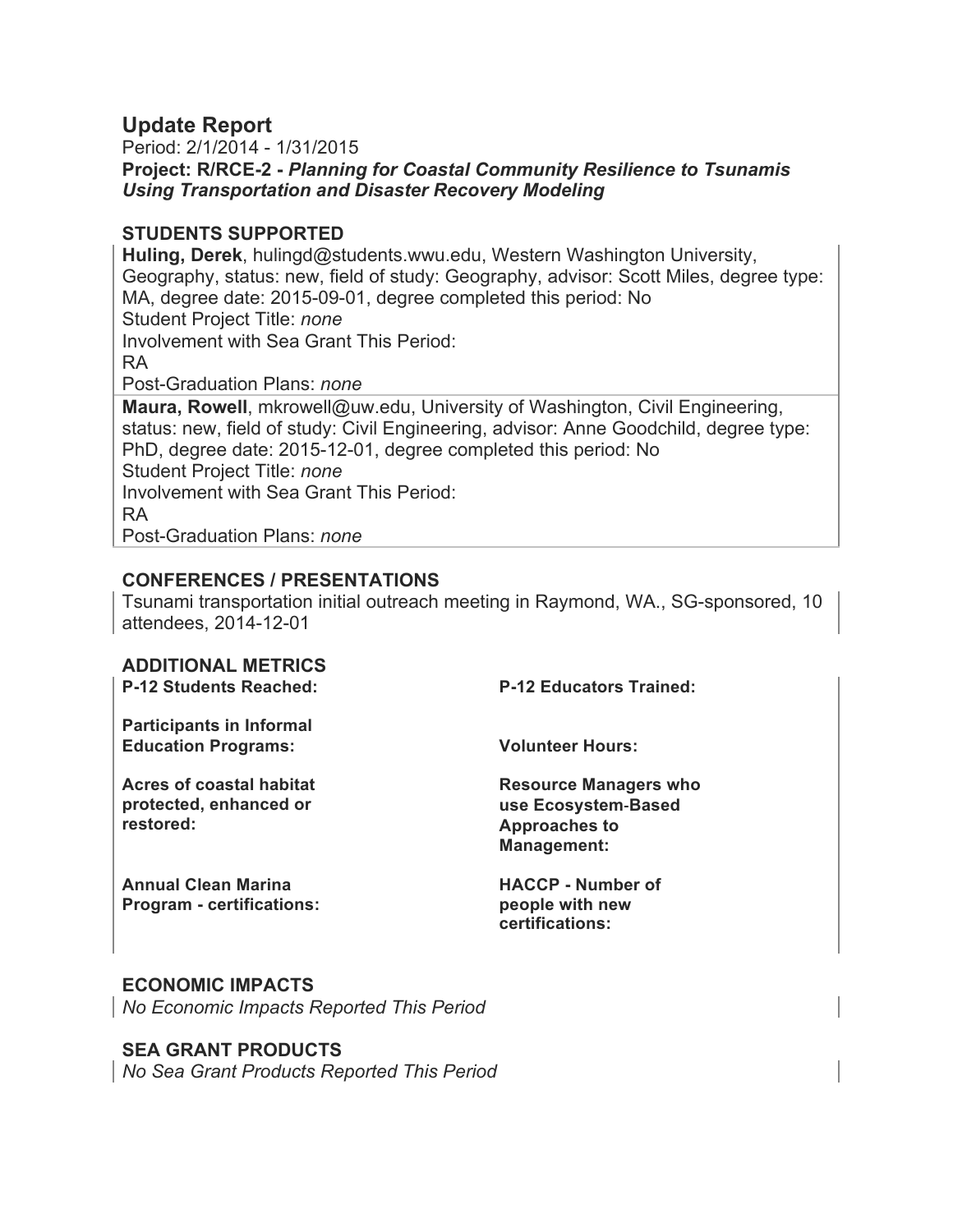# Update Report

Period: 2/1/2014 - 1/31/2015

**Project: R/RCE-2 -** ***Planning for Coastal Community Resilience to Tsunamis Using Transportation and Disaster Recovery Modeling***

## STUDENTS SUPPORTED

**Huling, Derek**, hulingd@students.wwu.edu, Western Washington University, Geography, status: new, field of study: Geography, advisor: Scott Miles, degree type: MA, degree date: 2015-09-01, degree completed this period: No

Student Project Title: *none*

Involvement with Sea Grant This Period:

RA

Post-Graduation Plans: *none*

**Maura, Rowell**, mkrowell@uw.edu, University of Washington, Civil Engineering, status: new, field of study: Civil Engineering, advisor: Anne Goodchild, degree type: PhD, degree date: 2015-12-01, degree completed this period: No

Student Project Title: *none*

Involvement with Sea Grant This Period:

RA

Post-Graduation Plans: *none*

## CONFERENCES / PRESENTATIONS

Tsunami transportation initial outreach meeting in Raymond, WA., SG-sponsored, 10 attendees, 2014-12-01

## ADDITIONAL METRICS

**P-12 Students Reached:**

**P-12 Educators Trained:**

**Participants in Informal Education Programs:**

**Volunteer Hours:**

**Acres of coastal habitat protected, enhanced or restored:**

**Resource Managers who use Ecosystem-Based Approaches to Management:**

**Annual Clean Marina Program - certifications:**

**HACCP - Number of people with new certifications:**

## ECONOMIC IMPACTS

*No Economic Impacts Reported This Period*

## SEA GRANT PRODUCTS

*No Sea Grant Products Reported This Period*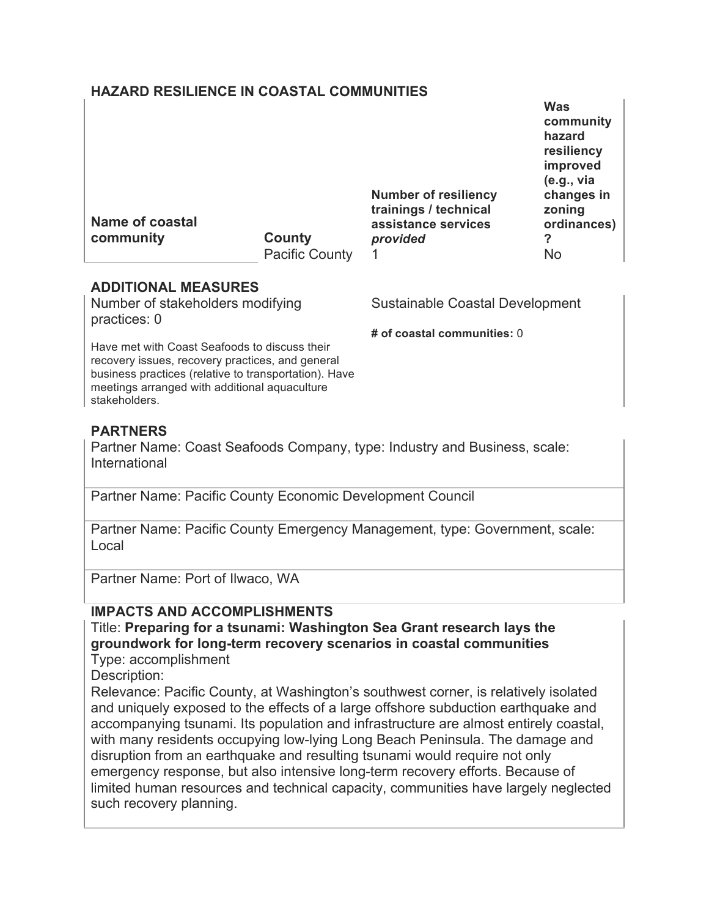## HAZARD RESILIENCE IN COASTAL COMMUNITIES

| Name of coastal community | County | Number of resiliency trainings / technical assistance services *provided* | Was community hazard resiliency improved (e.g., via changes in zoning ordinances)? |
|---|---|---|---|
| | Pacific County | 1 | No |

## ADDITIONAL MEASURES

Number of stakeholders modifying practices: 0

Have met with Coast Seafoods to discuss their recovery issues, recovery practices, and general business practices (relative to transportation). Have meetings arranged with additional aquaculture stakeholders.

Sustainable Coastal Development

**# of coastal communities:** 0

## PARTNERS

Partner Name: Coast Seafoods Company, type: Industry and Business, scale: International

Partner Name: Pacific County Economic Development Council

Partner Name: Pacific County Emergency Management, type: Government, scale: Local

Partner Name: Port of Ilwaco, WA

## IMPACTS AND ACCOMPLISHMENTS

Title: **Preparing for a tsunami: Washington Sea Grant research lays the groundwork for long-term recovery scenarios in coastal communities**

Type: accomplishment

Description:

Relevance: Pacific County, at Washington's southwest corner, is relatively isolated and uniquely exposed to the effects of a large offshore subduction earthquake and accompanying tsunami. Its population and infrastructure are almost entirely coastal, with many residents occupying low-lying Long Beach Peninsula. The damage and disruption from an earthquake and resulting tsunami would require not only emergency response, but also intensive long-term recovery efforts. Because of limited human resources and technical capacity, communities have largely neglected such recovery planning.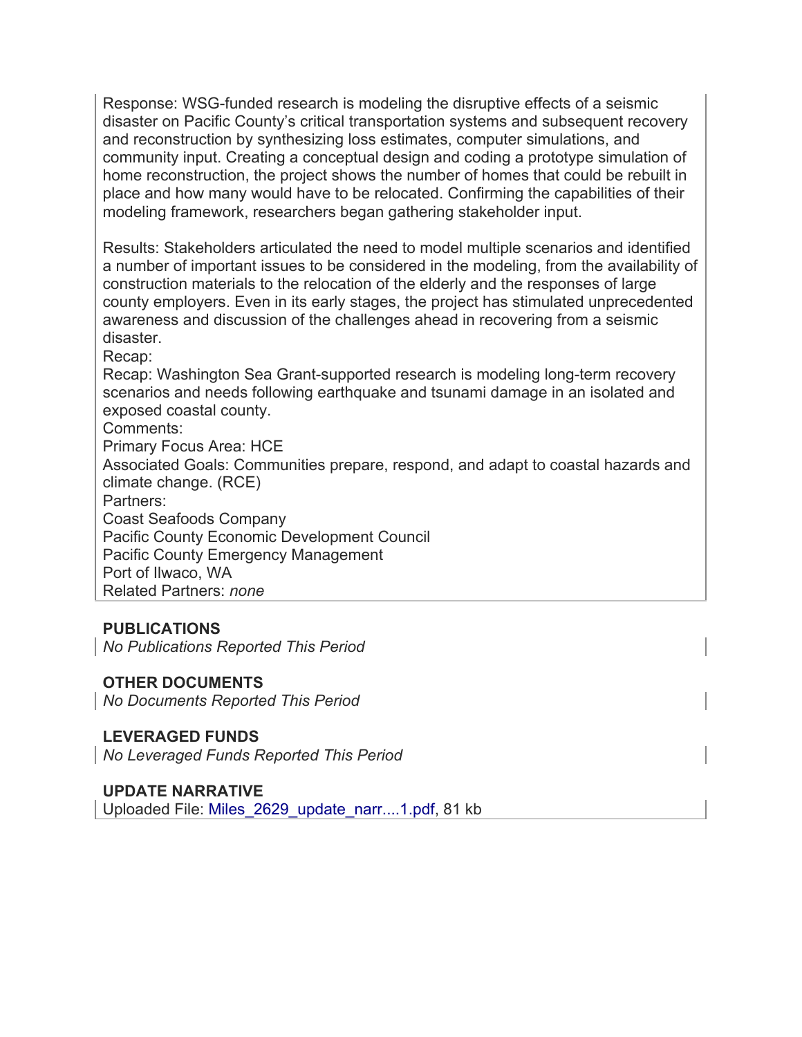Response: WSG-funded research is modeling the disruptive effects of a seismic disaster on Pacific County's critical transportation systems and subsequent recovery and reconstruction by synthesizing loss estimates, computer simulations, and community input. Creating a conceptual design and coding a prototype simulation of home reconstruction, the project shows the number of homes that could be rebuilt in place and how many would have to be relocated. Confirming the capabilities of their modeling framework, researchers began gathering stakeholder input.

Results: Stakeholders articulated the need to model multiple scenarios and identified a number of important issues to be considered in the modeling, from the availability of construction materials to the relocation of the elderly and the responses of large county employers. Even in its early stages, the project has stimulated unprecedented awareness and discussion of the challenges ahead in recovering from a seismic disaster.

Recap:

Recap: Washington Sea Grant-supported research is modeling long-term recovery scenarios and needs following earthquake and tsunami damage in an isolated and exposed coastal county.

Comments:

Primary Focus Area: HCE

Associated Goals: Communities prepare, respond, and adapt to coastal hazards and climate change. (RCE)

Partners:

Coast Seafoods Company
Pacific County Economic Development Council
Pacific County Emergency Management
Port of Ilwaco, WA

Related Partners: *none*

**PUBLICATIONS**

*No Publications Reported This Period*

**OTHER DOCUMENTS**

*No Documents Reported This Period*

**LEVERAGED FUNDS**

*No Leveraged Funds Reported This Period*

**UPDATE NARRATIVE**

Uploaded File: Miles_2629_update_narr....1.pdf, 81 kb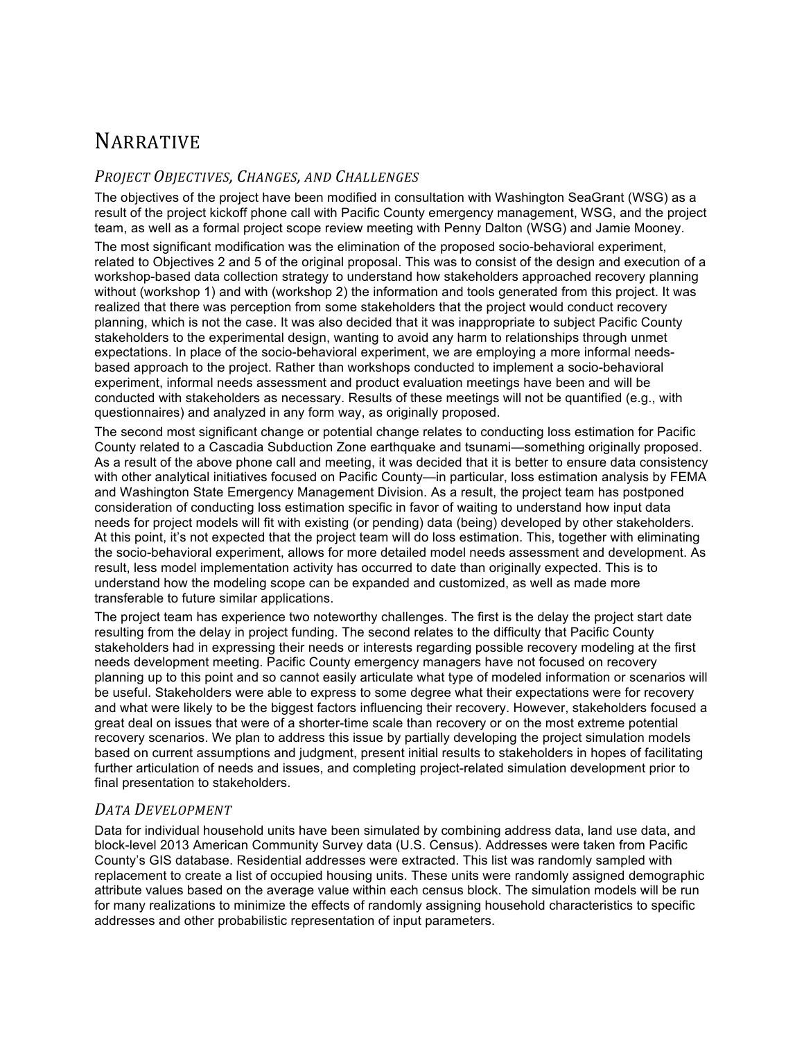# Narrative

## *Project Objectives, Changes, and Challenges*

The objectives of the project have been modified in consultation with Washington SeaGrant (WSG) as a result of the project kickoff phone call with Pacific County emergency management, WSG, and the project team, as well as a formal project scope review meeting with Penny Dalton (WSG) and Jamie Mooney.

The most significant modification was the elimination of the proposed socio-behavioral experiment, related to Objectives 2 and 5 of the original proposal. This was to consist of the design and execution of a workshop-based data collection strategy to understand how stakeholders approached recovery planning without (workshop 1) and with (workshop 2) the information and tools generated from this project. It was realized that there was perception from some stakeholders that the project would conduct recovery planning, which is not the case. It was also decided that it was inappropriate to subject Pacific County stakeholders to the experimental design, wanting to avoid any harm to relationships through unmet expectations. In place of the socio-behavioral experiment, we are employing a more informal needs-based approach to the project. Rather than workshops conducted to implement a socio-behavioral experiment, informal needs assessment and product evaluation meetings have been and will be conducted with stakeholders as necessary. Results of these meetings will not be quantified (e.g., with questionnaires) and analyzed in any form way, as originally proposed.

The second most significant change or potential change relates to conducting loss estimation for Pacific County related to a Cascadia Subduction Zone earthquake and tsunami—something originally proposed. As a result of the above phone call and meeting, it was decided that it is better to ensure data consistency with other analytical initiatives focused on Pacific County—in particular, loss estimation analysis by FEMA and Washington State Emergency Management Division. As a result, the project team has postponed consideration of conducting loss estimation specific in favor of waiting to understand how input data needs for project models will fit with existing (or pending) data (being) developed by other stakeholders. At this point, it's not expected that the project team will do loss estimation. This, together with eliminating the socio-behavioral experiment, allows for more detailed model needs assessment and development. As result, less model implementation activity has occurred to date than originally expected. This is to understand how the modeling scope can be expanded and customized, as well as made more transferable to future similar applications.

The project team has experience two noteworthy challenges. The first is the delay the project start date resulting from the delay in project funding. The second relates to the difficulty that Pacific County stakeholders had in expressing their needs or interests regarding possible recovery modeling at the first needs development meeting. Pacific County emergency managers have not focused on recovery planning up to this point and so cannot easily articulate what type of modeled information or scenarios will be useful. Stakeholders were able to express to some degree what their expectations were for recovery and what were likely to be the biggest factors influencing their recovery. However, stakeholders focused a great deal on issues that were of a shorter-time scale than recovery or on the most extreme potential recovery scenarios. We plan to address this issue by partially developing the project simulation models based on current assumptions and judgment, present initial results to stakeholders in hopes of facilitating further articulation of needs and issues, and completing project-related simulation development prior to final presentation to stakeholders.

## *Data Development*

Data for individual household units have been simulated by combining address data, land use data, and block-level 2013 American Community Survey data (U.S. Census). Addresses were taken from Pacific County's GIS database. Residential addresses were extracted. This list was randomly sampled with replacement to create a list of occupied housing units. These units were randomly assigned demographic attribute values based on the average value within each census block. The simulation models will be run for many realizations to minimize the effects of randomly assigning household characteristics to specific addresses and other probabilistic representation of input parameters.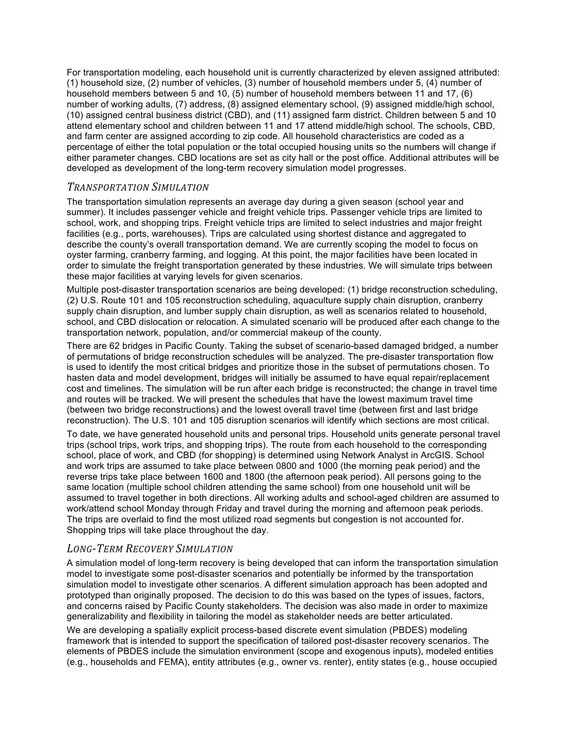For transportation modeling, each household unit is currently characterized by eleven assigned attributed: (1) household size, (2) number of vehicles, (3) number of household members under 5, (4) number of household members between 5 and 10, (5) number of household members between 11 and 17, (6) number of working adults, (7) address, (8) assigned elementary school, (9) assigned middle/high school, (10) assigned central business district (CBD), and (11) assigned farm district. Children between 5 and 10 attend elementary school and children between 11 and 17 attend middle/high school. The schools, CBD, and farm center are assigned according to zip code. All household characteristics are coded as a percentage of either the total population or the total occupied housing units so the numbers will change if either parameter changes. CBD locations are set as city hall or the post office. Additional attributes will be developed as development of the long-term recovery simulation model progresses.

### *Transportation Simulation*

The transportation simulation represents an average day during a given season (school year and summer). It includes passenger vehicle and freight vehicle trips. Passenger vehicle trips are limited to school, work, and shopping trips. Freight vehicle trips are limited to select industries and major freight facilities (e.g., ports, warehouses). Trips are calculated using shortest distance and aggregated to describe the county's overall transportation demand. We are currently scoping the model to focus on oyster farming, cranberry farming, and logging. At this point, the major facilities have been located in order to simulate the freight transportation generated by these industries. We will simulate trips between these major facilities at varying levels for given scenarios.

Multiple post-disaster transportation scenarios are being developed: (1) bridge reconstruction scheduling, (2) U.S. Route 101 and 105 reconstruction scheduling, aquaculture supply chain disruption, cranberry supply chain disruption, and lumber supply chain disruption, as well as scenarios related to household, school, and CBD dislocation or relocation. A simulated scenario will be produced after each change to the transportation network, population, and/or commercial makeup of the county.

There are 62 bridges in Pacific County. Taking the subset of scenario-based damaged bridged, a number of permutations of bridge reconstruction schedules will be analyzed. The pre-disaster transportation flow is used to identify the most critical bridges and prioritize those in the subset of permutations chosen. To hasten data and model development, bridges will initially be assumed to have equal repair/replacement cost and timelines. The simulation will be run after each bridge is reconstructed; the change in travel time and routes will be tracked. We will present the schedules that have the lowest maximum travel time (between two bridge reconstructions) and the lowest overall travel time (between first and last bridge reconstruction). The U.S. 101 and 105 disruption scenarios will identify which sections are most critical.

To date, we have generated household units and personal trips. Household units generate personal travel trips (school trips, work trips, and shopping trips). The route from each household to the corresponding school, place of work, and CBD (for shopping) is determined using Network Analyst in ArcGIS. School and work trips are assumed to take place between 0800 and 1000 (the morning peak period) and the reverse trips take place between 1600 and 1800 (the afternoon peak period). All persons going to the same location (multiple school children attending the same school) from one household unit will be assumed to travel together in both directions. All working adults and school-aged children are assumed to work/attend school Monday through Friday and travel during the morning and afternoon peak periods. The trips are overlaid to find the most utilized road segments but congestion is not accounted for. Shopping trips will take place throughout the day.

### *Long-Term Recovery Simulation*

A simulation model of long-term recovery is being developed that can inform the transportation simulation model to investigate some post-disaster scenarios and potentially be informed by the transportation simulation model to investigate other scenarios. A different simulation approach has been adopted and prototyped than originally proposed. The decision to do this was based on the types of issues, factors, and concerns raised by Pacific County stakeholders. The decision was also made in order to maximize generalizability and flexibility in tailoring the model as stakeholder needs are better articulated.

We are developing a spatially explicit process-based discrete event simulation (PBDES) modeling framework that is intended to support the specification of tailored post-disaster recovery scenarios. The elements of PBDES include the simulation environment (scope and exogenous inputs), modeled entities (e.g., households and FEMA), entity attributes (e.g., owner vs. renter), entity states (e.g., house occupied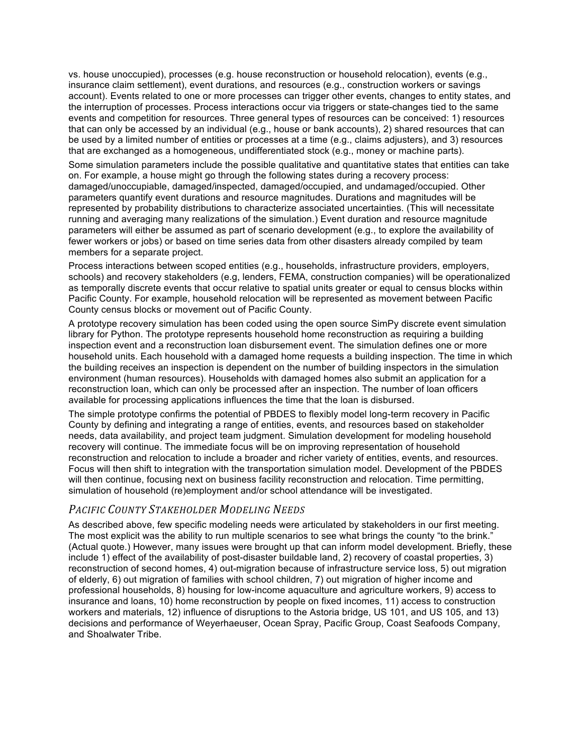vs. house unoccupied), processes (e.g. house reconstruction or household relocation), events (e.g., insurance claim settlement), event durations, and resources (e.g., construction workers or savings account). Events related to one or more processes can trigger other events, changes to entity states, and the interruption of processes. Process interactions occur via triggers or state-changes tied to the same events and competition for resources. Three general types of resources can be conceived: 1) resources that can only be accessed by an individual (e.g., house or bank accounts), 2) shared resources that can be used by a limited number of entities or processes at a time (e.g., claims adjusters), and 3) resources that are exchanged as a homogeneous, undifferentiated stock (e.g., money or machine parts).

Some simulation parameters include the possible qualitative and quantitative states that entities can take on. For example, a house might go through the following states during a recovery process: damaged/unoccupiable, damaged/inspected, damaged/occupied, and undamaged/occupied. Other parameters quantify event durations and resource magnitudes. Durations and magnitudes will be represented by probability distributions to characterize associated uncertainties. (This will necessitate running and averaging many realizations of the simulation.) Event duration and resource magnitude parameters will either be assumed as part of scenario development (e.g., to explore the availability of fewer workers or jobs) or based on time series data from other disasters already compiled by team members for a separate project.

Process interactions between scoped entities (e.g., households, infrastructure providers, employers, schools) and recovery stakeholders (e.g, lenders, FEMA, construction companies) will be operationalized as temporally discrete events that occur relative to spatial units greater or equal to census blocks within Pacific County. For example, household relocation will be represented as movement between Pacific County census blocks or movement out of Pacific County.

A prototype recovery simulation has been coded using the open source SimPy discrete event simulation library for Python. The prototype represents household home reconstruction as requiring a building inspection event and a reconstruction loan disbursement event. The simulation defines one or more household units. Each household with a damaged home requests a building inspection. The time in which the building receives an inspection is dependent on the number of building inspectors in the simulation environment (human resources). Households with damaged homes also submit an application for a reconstruction loan, which can only be processed after an inspection. The number of loan officers available for processing applications influences the time that the loan is disbursed.

The simple prototype confirms the potential of PBDES to flexibly model long-term recovery in Pacific County by defining and integrating a range of entities, events, and resources based on stakeholder needs, data availability, and project team judgment. Simulation development for modeling household recovery will continue. The immediate focus will be on improving representation of household reconstruction and relocation to include a broader and richer variety of entities, events, and resources. Focus will then shift to integration with the transportation simulation model. Development of the PBDES will then continue, focusing next on business facility reconstruction and relocation. Time permitting, simulation of household (re)employment and/or school attendance will be investigated.

### *Pacific County Stakeholder Modeling Needs*

As described above, few specific modeling needs were articulated by stakeholders in our first meeting. The most explicit was the ability to run multiple scenarios to see what brings the county "to the brink." (Actual quote.) However, many issues were brought up that can inform model development. Briefly, these include 1) effect of the availability of post-disaster buildable land, 2) recovery of coastal properties, 3) reconstruction of second homes, 4) out-migration because of infrastructure service loss, 5) out migration of elderly, 6) out migration of families with school children, 7) out migration of higher income and professional households, 8) housing for low-income aquaculture and agriculture workers, 9) access to insurance and loans, 10) home reconstruction by people on fixed incomes, 11) access to construction workers and materials, 12) influence of disruptions to the Astoria bridge, US 101, and US 105, and 13) decisions and performance of Weyerhaeuser, Ocean Spray, Pacific Group, Coast Seafoods Company, and Shoalwater Tribe.